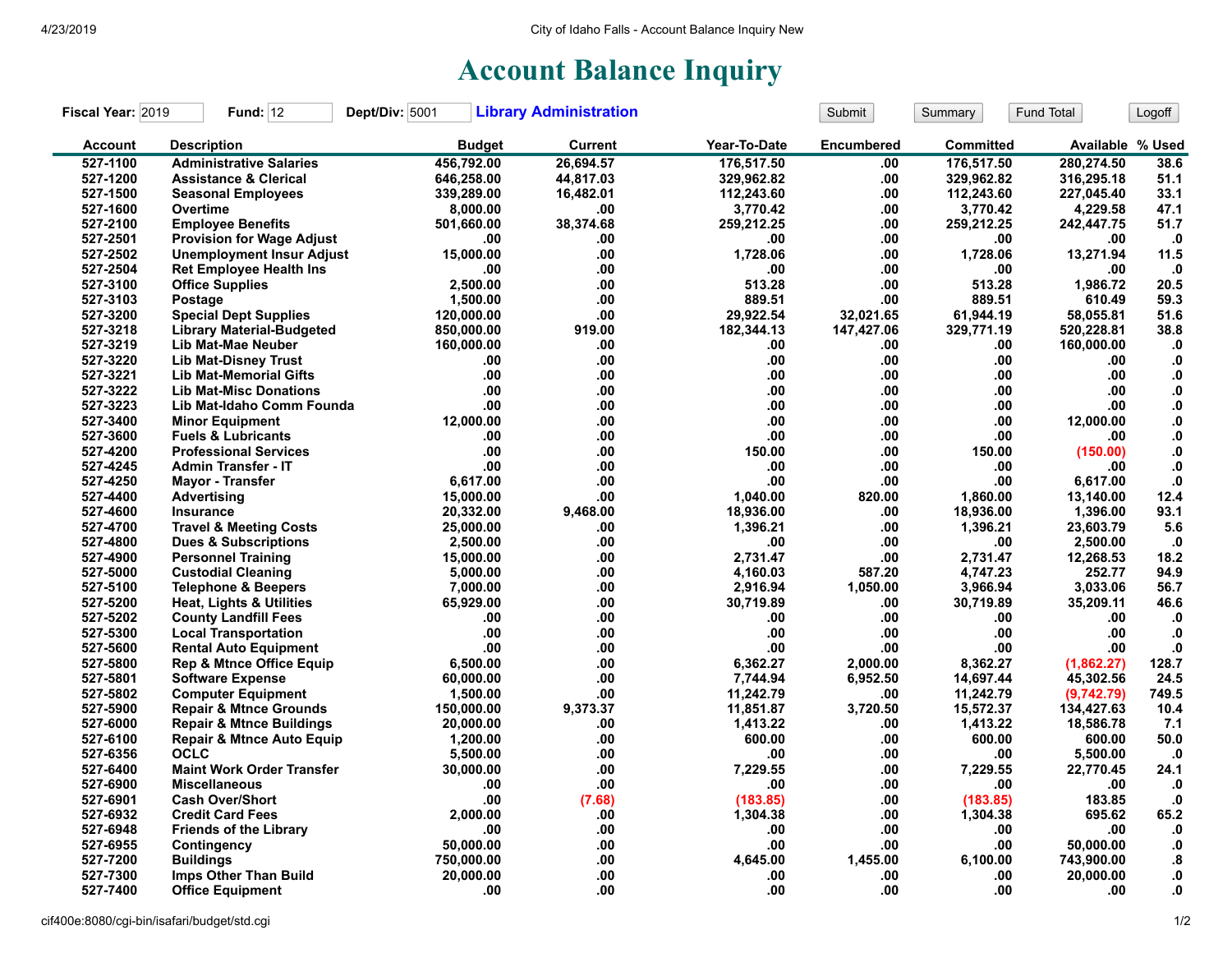# Account Balance Inquiry

**Fiscal Year:** 2019 **Fund:** 12 **Dept/Div:** 5001 **Library Administration**

Submit Summary Fund Total Logoff

| Account | Description | Budget | Current | Year-To-Date | Encumbered | Committed | Available | % Used |
|---|---|---|---|---|---|---|---|---|
| 527-1100 | Administrative Salaries | 456,792.00 | 26,694.57 | 176,517.50 | .00 | 176,517.50 | 280,274.50 | 38.6 |
| 527-1200 | Assistance & Clerical | 646,258.00 | 44,817.03 | 329,962.82 | .00 | 329,962.82 | 316,295.18 | 51.1 |
| 527-1500 | Seasonal Employees | 339,289.00 | 16,482.01 | 112,243.60 | .00 | 112,243.60 | 227,045.40 | 33.1 |
| 527-1600 | Overtime | 8,000.00 | .00 | 3,770.42 | .00 | 3,770.42 | 4,229.58 | 47.1 |
| 527-2100 | Employee Benefits | 501,660.00 | 38,374.68 | 259,212.25 | .00 | 259,212.25 | 242,447.75 | 51.7 |
| 527-2501 | Provision for Wage Adjust | .00 | .00 | .00 | .00 | .00 | .00 | .0 |
| 527-2502 | Unemployment Insur Adjust | 15,000.00 | .00 | 1,728.06 | .00 | 1,728.06 | 13,271.94 | 11.5 |
| 527-2504 | Ret Employee Health Ins | .00 | .00 | .00 | .00 | .00 | .00 | .0 |
| 527-3100 | Office Supplies | 2,500.00 | .00 | 513.28 | .00 | 513.28 | 1,986.72 | 20.5 |
| 527-3103 | Postage | 1,500.00 | .00 | 889.51 | .00 | 889.51 | 610.49 | 59.3 |
| 527-3200 | Special Dept Supplies | 120,000.00 | .00 | 29,922.54 | 32,021.65 | 61,944.19 | 58,055.81 | 51.6 |
| 527-3218 | Library Material-Budgeted | 850,000.00 | 919.00 | 182,344.13 | 147,427.06 | 329,771.19 | 520,228.81 | 38.8 |
| 527-3219 | Lib Mat-Mae Neuber | 160,000.00 | .00 | .00 | .00 | .00 | 160,000.00 | .0 |
| 527-3220 | Lib Mat-Disney Trust | .00 | .00 | .00 | .00 | .00 | .00 | .0 |
| 527-3221 | Lib Mat-Memorial Gifts | .00 | .00 | .00 | .00 | .00 | .00 | .0 |
| 527-3222 | Lib Mat-Misc Donations | .00 | .00 | .00 | .00 | .00 | .00 | .0 |
| 527-3223 | Lib Mat-Idaho Comm Founda | .00 | .00 | .00 | .00 | .00 | .00 | .0 |
| 527-3400 | Minor Equipment | 12,000.00 | .00 | .00 | .00 | .00 | 12,000.00 | .0 |
| 527-3600 | Fuels & Lubricants | .00 | .00 | .00 | .00 | .00 | .00 | .0 |
| 527-4200 | Professional Services | .00 | .00 | 150.00 | .00 | 150.00 | (150.00) | .0 |
| 527-4245 | Admin Transfer - IT | .00 | .00 | .00 | .00 | .00 | .00 | .0 |
| 527-4250 | Mayor - Transfer | 6,617.00 | .00 | .00 | .00 | .00 | 6,617.00 | .0 |
| 527-4400 | Advertising | 15,000.00 | .00 | 1,040.00 | 820.00 | 1,860.00 | 13,140.00 | 12.4 |
| 527-4600 | Insurance | 20,332.00 | 9,468.00 | 18,936.00 | .00 | 18,936.00 | 1,396.00 | 93.1 |
| 527-4700 | Travel & Meeting Costs | 25,000.00 | .00 | 1,396.21 | .00 | 1,396.21 | 23,603.79 | 5.6 |
| 527-4800 | Dues & Subscriptions | 2,500.00 | .00 | .00 | .00 | .00 | 2,500.00 | .0 |
| 527-4900 | Personnel Training | 15,000.00 | .00 | 2,731.47 | .00 | 2,731.47 | 12,268.53 | 18.2 |
| 527-5000 | Custodial Cleaning | 5,000.00 | .00 | 4,160.03 | 587.20 | 4,747.23 | 252.77 | 94.9 |
| 527-5100 | Telephone & Beepers | 7,000.00 | .00 | 2,916.94 | 1,050.00 | 3,966.94 | 3,033.06 | 56.7 |
| 527-5200 | Heat, Lights & Utilities | 65,929.00 | .00 | 30,719.89 | .00 | 30,719.89 | 35,209.11 | 46.6 |
| 527-5202 | County Landfill Fees | .00 | .00 | .00 | .00 | .00 | .00 | .0 |
| 527-5300 | Local Transportation | .00 | .00 | .00 | .00 | .00 | .00 | .0 |
| 527-5600 | Rental Auto Equipment | .00 | .00 | .00 | .00 | .00 | .00 | .0 |
| 527-5800 | Rep & Mtnce Office Equip | 6,500.00 | .00 | 6,362.27 | 2,000.00 | 8,362.27 | (1,862.27) | 128.7 |
| 527-5801 | Software Expense | 60,000.00 | .00 | 7,744.94 | 6,952.50 | 14,697.44 | 45,302.56 | 24.5 |
| 527-5802 | Computer Equipment | 1,500.00 | .00 | 11,242.79 | .00 | 11,242.79 | (9,742.79) | 749.5 |
| 527-5900 | Repair & Mtnce Grounds | 150,000.00 | 9,373.37 | 11,851.87 | 3,720.50 | 15,572.37 | 134,427.63 | 10.4 |
| 527-6000 | Repair & Mtnce Buildings | 20,000.00 | .00 | 1,413.22 | .00 | 1,413.22 | 18,586.78 | 7.1 |
| 527-6100 | Repair & Mtnce Auto Equip | 1,200.00 | .00 | 600.00 | .00 | 600.00 | 600.00 | 50.0 |
| 527-6356 | OCLC | 5,500.00 | .00 | .00 | .00 | .00 | 5,500.00 | .0 |
| 527-6400 | Maint Work Order Transfer | 30,000.00 | .00 | 7,229.55 | .00 | 7,229.55 | 22,770.45 | 24.1 |
| 527-6900 | Miscellaneous | .00 | .00 | .00 | .00 | .00 | .00 | .0 |
| 527-6901 | Cash Over/Short | .00 | (7.68) | (183.85) | .00 | (183.85) | 183.85 | .0 |
| 527-6932 | Credit Card Fees | 2,000.00 | .00 | 1,304.38 | .00 | 1,304.38 | 695.62 | 65.2 |
| 527-6948 | Friends of the Library | .00 | .00 | .00 | .00 | .00 | .00 | .0 |
| 527-6955 | Contingency | 50,000.00 | .00 | .00 | .00 | .00 | 50,000.00 | .0 |
| 527-7200 | Buildings | 750,000.00 | .00 | 4,645.00 | 1,455.00 | 6,100.00 | 743,900.00 | .8 |
| 527-7300 | Imps Other Than Build | 20,000.00 | .00 | .00 | .00 | .00 | 20,000.00 | .0 |
| 527-7400 | Office Equipment | .00 | .00 | .00 | .00 | .00 | .00 | .0 |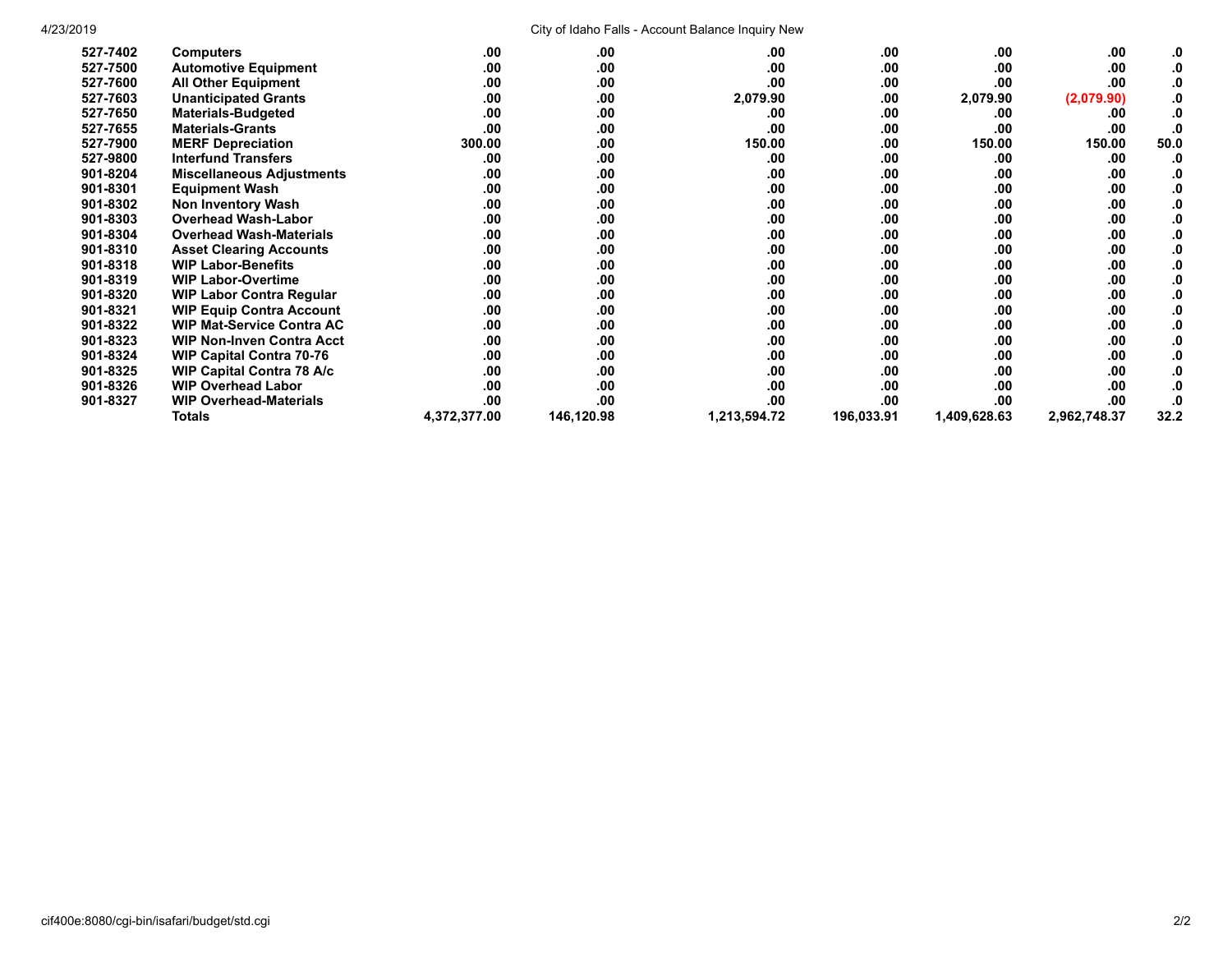| | | | | | | | | |
|---|---|---|---|---|---|---|---|---|
| 527-7402 | Computers | .00 | .00 | .00 | .00 | .00 | .00 | .0 |
| 527-7500 | Automotive Equipment | .00 | .00 | .00 | .00 | .00 | .00 | .0 |
| 527-7600 | All Other Equipment | .00 | .00 | .00 | .00 | .00 | .00 | .0 |
| 527-7603 | Unanticipated Grants | .00 | .00 | 2,079.90 | .00 | 2,079.90 | (2,079.90) | .0 |
| 527-7650 | Materials-Budgeted | .00 | .00 | .00 | .00 | .00 | .00 | .0 |
| 527-7655 | Materials-Grants | .00 | .00 | .00 | .00 | .00 | .00 | .0 |
| 527-7900 | MERF Depreciation | 300.00 | .00 | 150.00 | .00 | 150.00 | 150.00 | 50.0 |
| 527-9800 | Interfund Transfers | .00 | .00 | .00 | .00 | .00 | .00 | .0 |
| 901-8204 | Miscellaneous Adjustments | .00 | .00 | .00 | .00 | .00 | .00 | .0 |
| 901-8301 | Equipment Wash | .00 | .00 | .00 | .00 | .00 | .00 | .0 |
| 901-8302 | Non Inventory Wash | .00 | .00 | .00 | .00 | .00 | .00 | .0 |
| 901-8303 | Overhead Wash-Labor | .00 | .00 | .00 | .00 | .00 | .00 | .0 |
| 901-8304 | Overhead Wash-Materials | .00 | .00 | .00 | .00 | .00 | .00 | .0 |
| 901-8310 | Asset Clearing Accounts | .00 | .00 | .00 | .00 | .00 | .00 | .0 |
| 901-8318 | WIP Labor-Benefits | .00 | .00 | .00 | .00 | .00 | .00 | .0 |
| 901-8319 | WIP Labor-Overtime | .00 | .00 | .00 | .00 | .00 | .00 | .0 |
| 901-8320 | WIP Labor Contra Regular | .00 | .00 | .00 | .00 | .00 | .00 | .0 |
| 901-8321 | WIP Equip Contra Account | .00 | .00 | .00 | .00 | .00 | .00 | .0 |
| 901-8322 | WIP Mat-Service Contra AC | .00 | .00 | .00 | .00 | .00 | .00 | .0 |
| 901-8323 | WIP Non-Inven Contra Acct | .00 | .00 | .00 | .00 | .00 | .00 | .0 |
| 901-8324 | WIP Capital Contra 70-76 | .00 | .00 | .00 | .00 | .00 | .00 | .0 |
| 901-8325 | WIP Capital Contra 78 A/c | .00 | .00 | .00 | .00 | .00 | .00 | .0 |
| 901-8326 | WIP Overhead Labor | .00 | .00 | .00 | .00 | .00 | .00 | .0 |
| 901-8327 | WIP Overhead-Materials | .00 | .00 | .00 | .00 | .00 | .00 | .0 |
| | Totals | 4,372,377.00 | 146,120.98 | 1,213,594.72 | 196,033.91 | 1,409,628.63 | 2,962,748.37 | 32.2 |